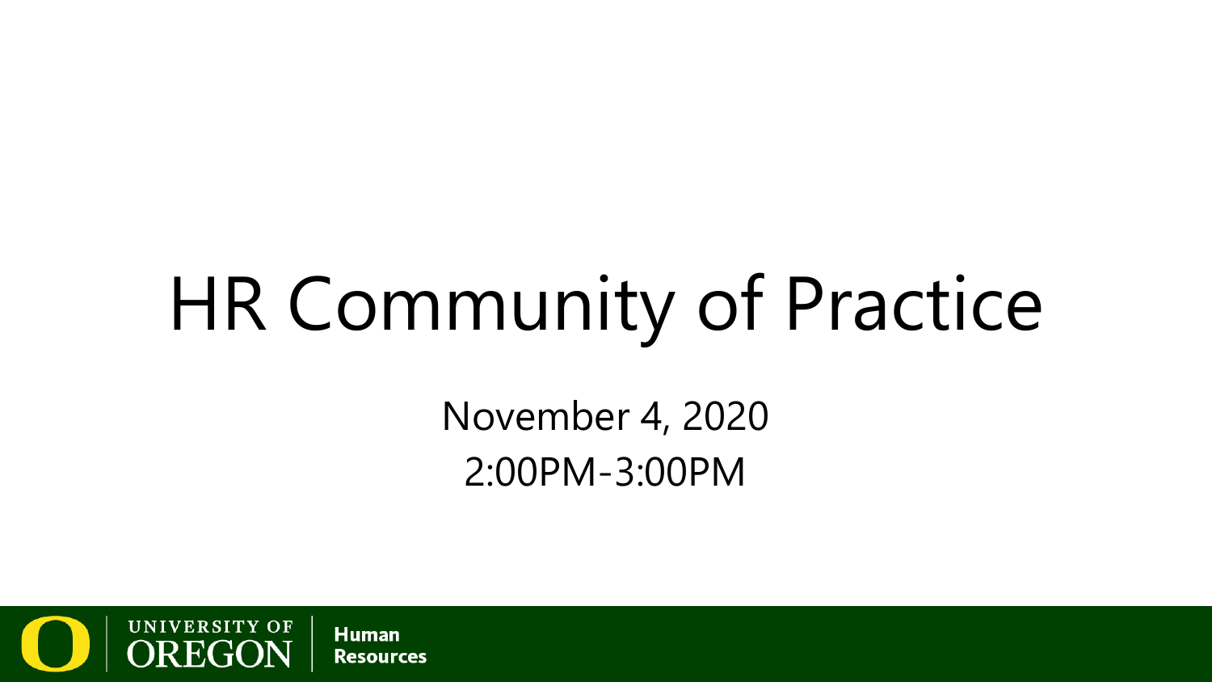# HR Community of Practice

November 4, 2020

2:00PM-3:00PM

UNIVERSITY OF OREGON | Human Resources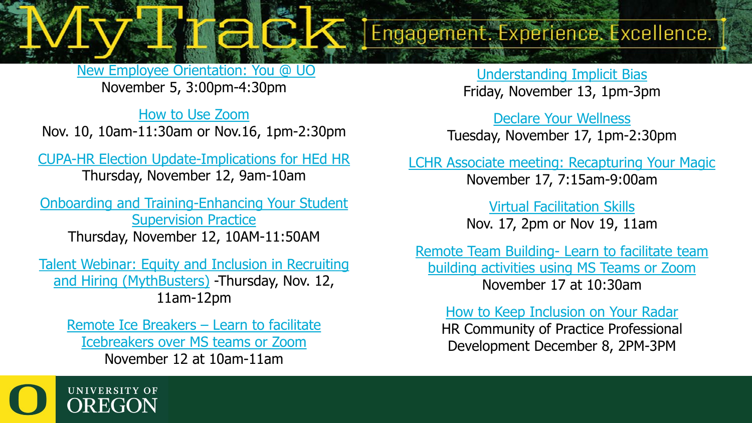# MyTrack

Engagement. Experience. Excellence.

New Employee Orientation: You @ UO
November 5, 3:00pm-4:30pm

How to Use Zoom
Nov. 10, 10am-11:30am or Nov.16, 1pm-2:30pm

CUPA-HR Election Update-Implications for HEd HR
Thursday, November 12, 9am-10am

Onboarding and Training-Enhancing Your Student Supervision Practice
Thursday, November 12, 10AM-11:50AM

Talent Webinar: Equity and Inclusion in Recruiting and Hiring (MythBusters) -Thursday, Nov. 12, 11am-12pm

Remote Ice Breakers – Learn to facilitate Icebreakers over MS teams or Zoom
November 12 at 10am-11am

Understanding Implicit Bias
Friday, November 13, 1pm-3pm

Declare Your Wellness
Tuesday, November 17, 1pm-2:30pm

LCHR Associate meeting: Recapturing Your Magic
November 17, 7:15am-9:00am

Virtual Facilitation Skills
Nov. 17, 2pm or Nov 19, 11am

Remote Team Building- Learn to facilitate team building activities using MS Teams or Zoom
November 17 at 10:30am

How to Keep Inclusion on Your Radar
HR Community of Practice Professional Development December 8, 2PM-3PM

UNIVERSITY OF OREGON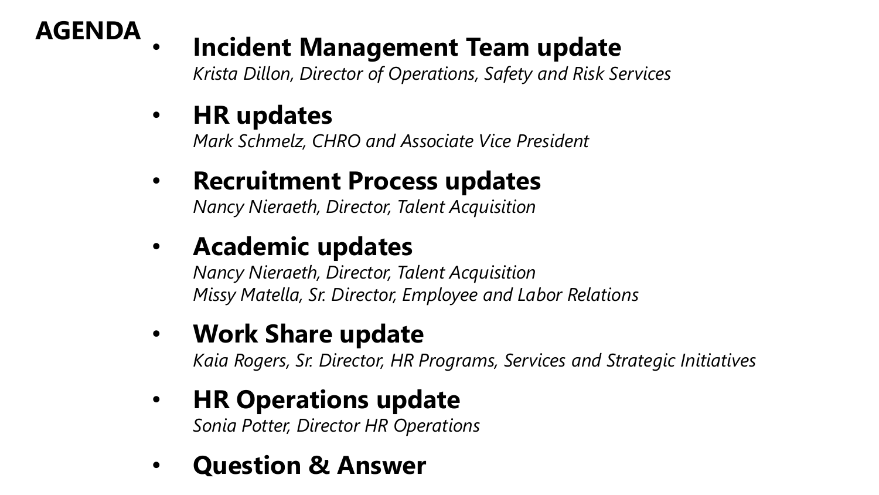# AGENDA

- **Incident Management Team update**
  *Krista Dillon, Director of Operations, Safety and Risk Services*

- **HR updates**
  *Mark Schmelz, CHRO and Associate Vice President*

- **Recruitment Process updates**
  *Nancy Nieraeth, Director, Talent Acquisition*

- **Academic updates**
  *Nancy Nieraeth, Director, Talent Acquisition*
  *Missy Matella, Sr. Director, Employee and Labor Relations*

- **Work Share update**
  *Kaia Rogers, Sr. Director, HR Programs, Services and Strategic Initiatives*

- **HR Operations update**
  *Sonia Potter, Director HR Operations*

- **Question & Answer**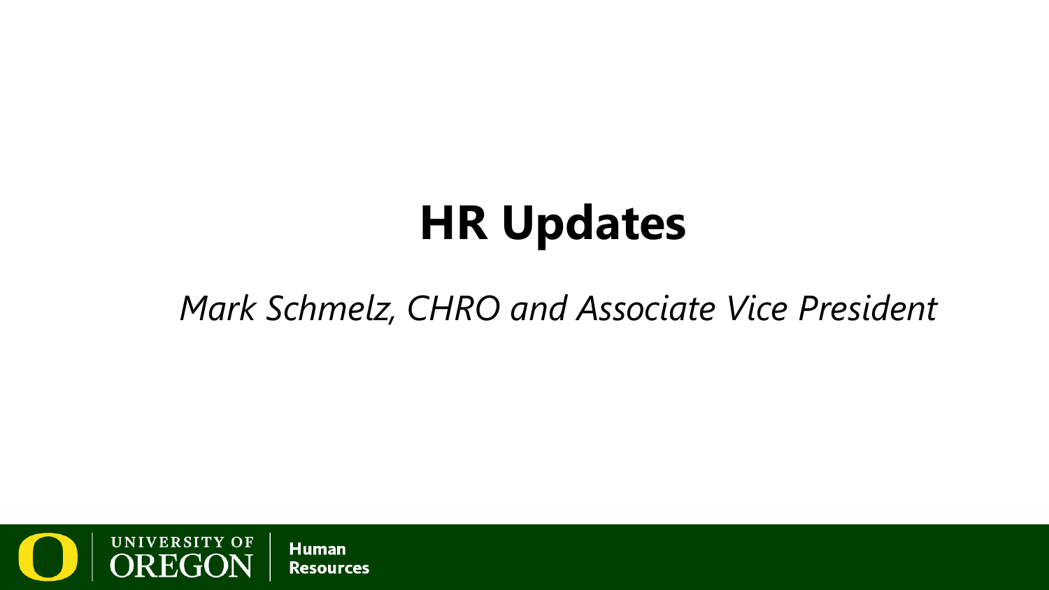# HR Updates

*Mark Schmelz, CHRO and Associate Vice President*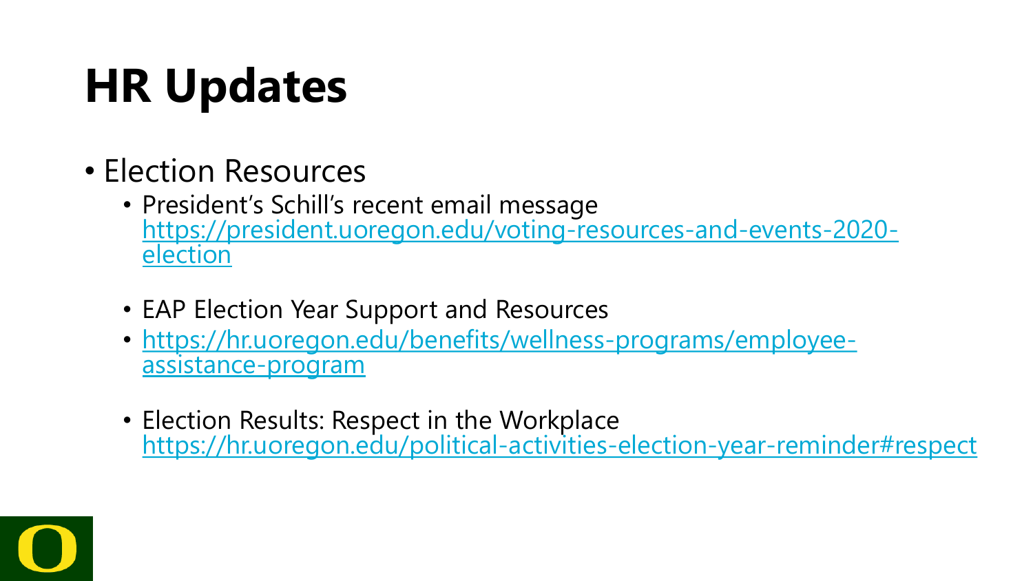# HR Updates

- Election Resources
  - President's Schill's recent email message https://president.uoregon.edu/voting-resources-and-events-2020-election
  - EAP Election Year Support and Resources
  - https://hr.uoregon.edu/benefits/wellness-programs/employee-assistance-program
  - Election Results: Respect in the Workplace https://hr.uoregon.edu/political-activities-election-year-reminder#respect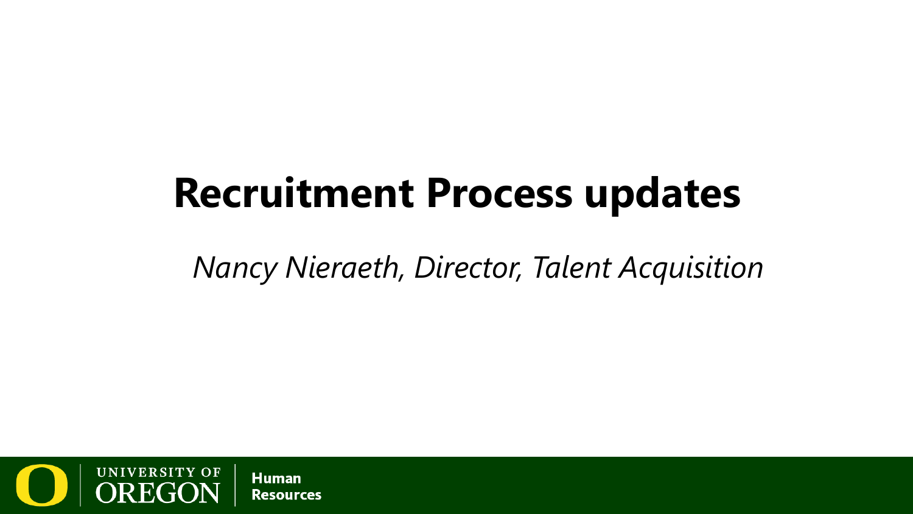# Recruitment Process updates

*Nancy Nieraeth, Director, Talent Acquisition*

University of Oregon | Human Resources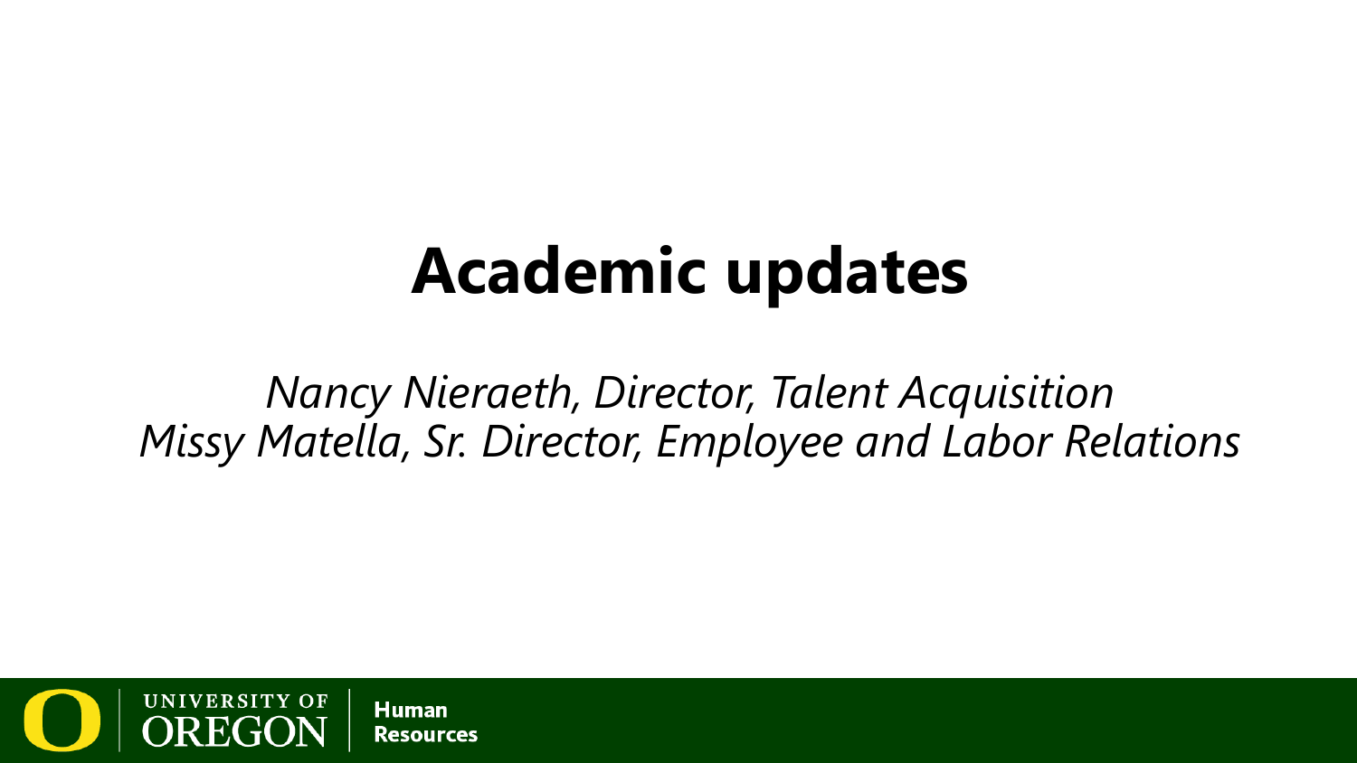# Academic updates

*Nancy Nieraeth, Director, Talent Acquisition*
*Missy Matella, Sr. Director, Employee and Labor Relations*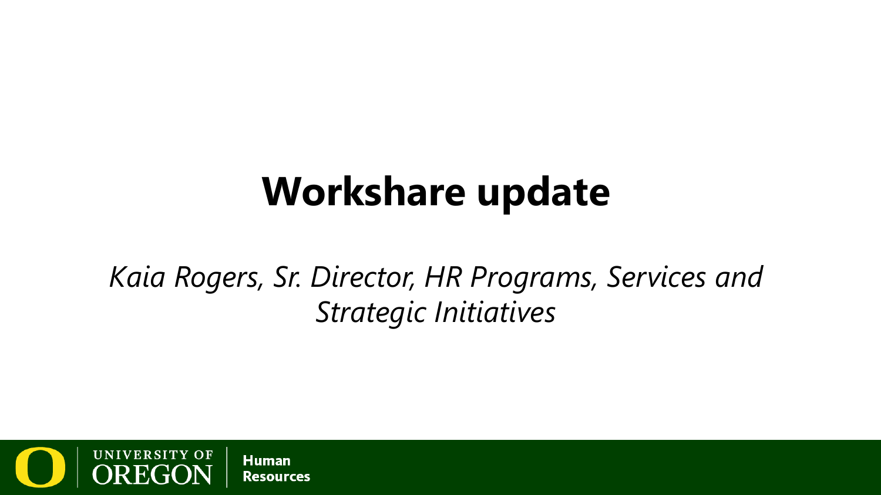# Workshare update

*Kaia Rogers, Sr. Director, HR Programs, Services and Strategic Initiatives*

UNIVERSITY OF OREGON | Human Resources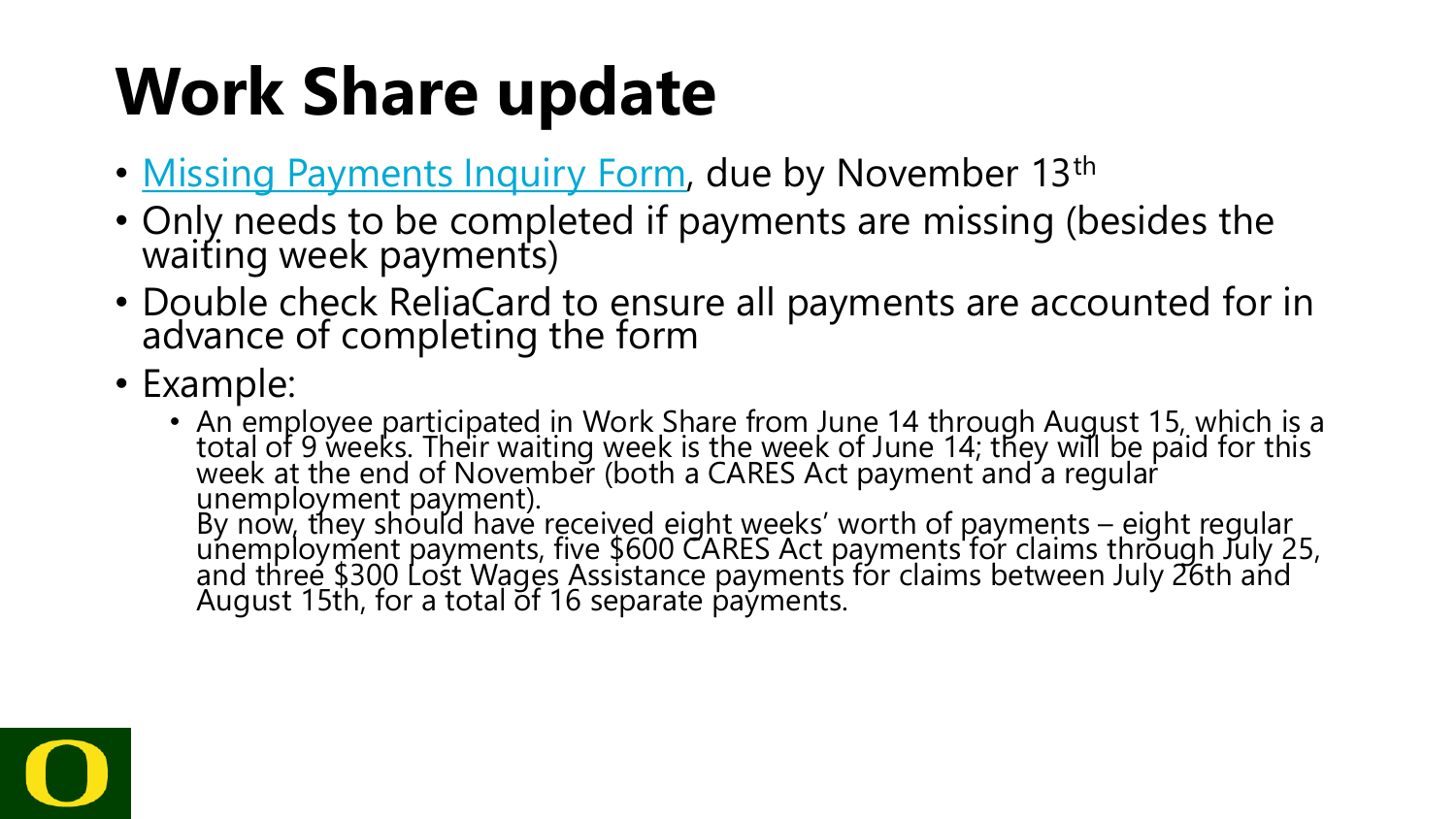# Work Share update

- Missing Payments Inquiry Form, due by November 13th
- Only needs to be completed if payments are missing (besides the waiting week payments)
- Double check ReliaCard to ensure all payments are accounted for in advance of completing the form
- Example:
  - An employee participated in Work Share from June 14 through August 15, which is a total of 9 weeks. Their waiting week is the week of June 14; they will be paid for this week at the end of November (both a CARES Act payment and a regular unemployment payment).
    By now, they should have received eight weeks' worth of payments – eight regular unemployment payments, five $600 CARES Act payments for claims through July 25, and three $300 Lost Wages Assistance payments for claims between July 26th and August 15th, for a total of 16 separate payments.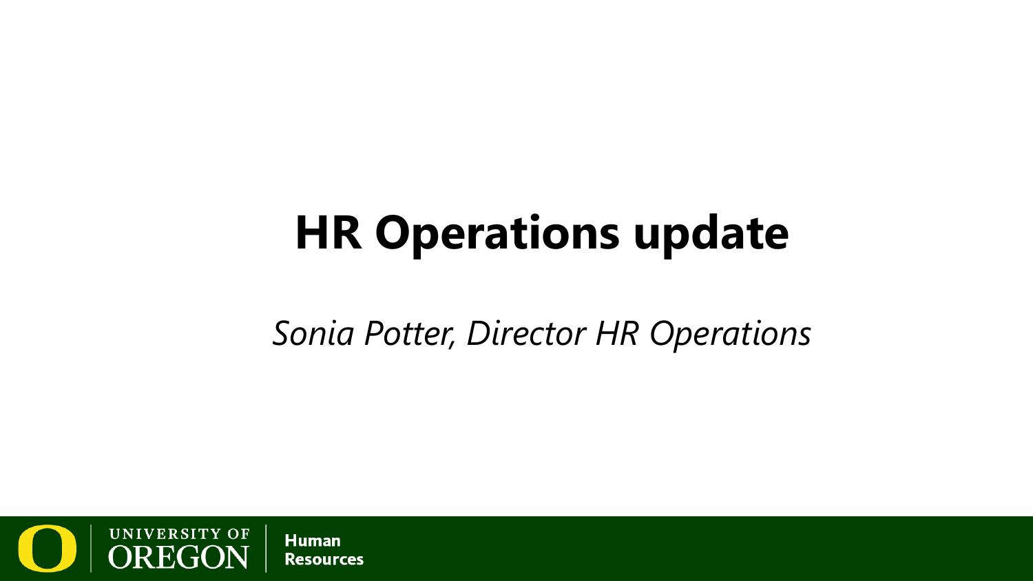# HR Operations update

*Sonia Potter, Director HR Operations*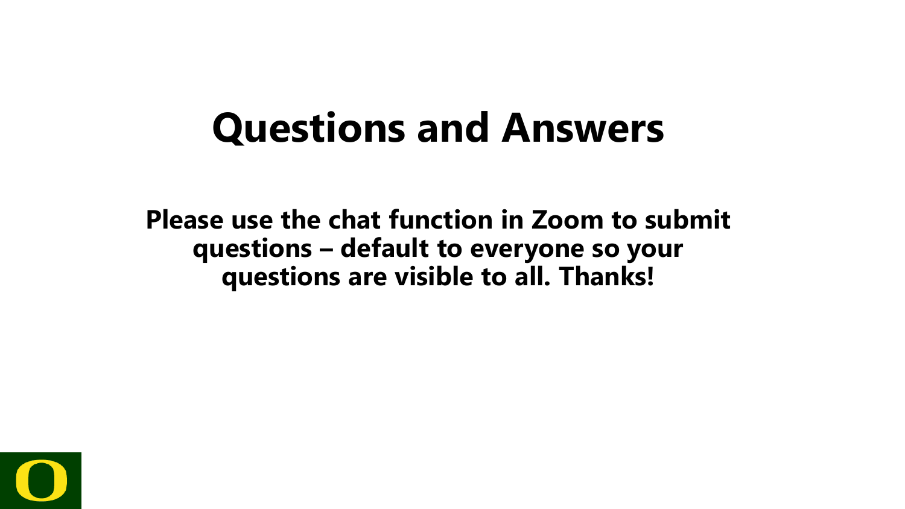# Questions and Answers

**Please use the chat function in Zoom to submit questions – default to everyone so your questions are visible to all. Thanks!**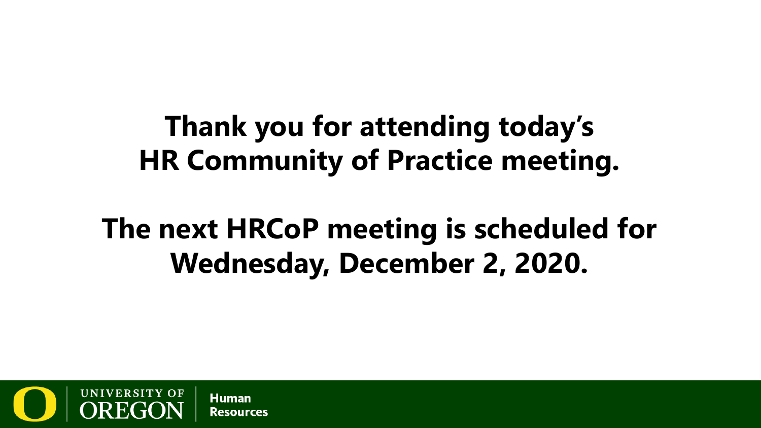**Thank you for attending today's HR Community of Practice meeting.**

**The next HRCoP meeting is scheduled for Wednesday, December 2, 2020.**

UNIVERSITY OF OREGON | Human Resources